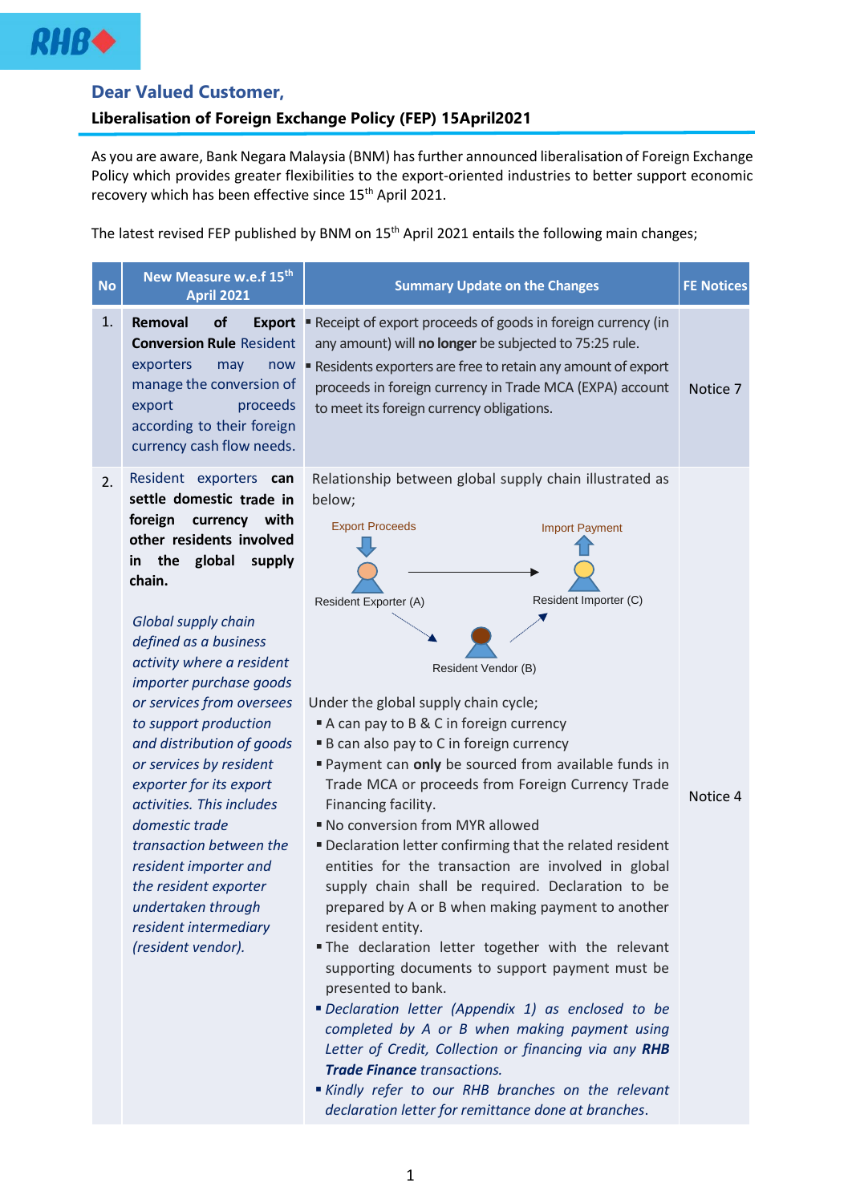RHB

## Dear Valued Customer,

### Liberalisation of Foreign Exchange Policy (FEP) 15April2021

As you are aware, Bank Negara Malaysia (BNM) has further announced liberalisation of Foreign Exchange Policy which provides greater flexibilities to the export-oriented industries to better support economic recovery which has been effective since 15th April 2021.

The latest revised FEP published by BNM on 15th April 2021 entails the following main changes;

| No | New Measure w.e.f 15th April 2021 | Summary Update on the Changes | FE Notices |
|---|---|---|---|
| 1. | **Removal of Export Conversion Rule** Resident exporters may now manage the conversion of export proceeds according to their foreign currency cash flow needs. | ▪ Receipt of export proceeds of goods in foreign currency (in any amount) will **no longer** be subjected to 75:25 rule.<br>▪ Residents exporters are free to retain any amount of export proceeds in foreign currency in Trade MCA (EXPA) account to meet its foreign currency obligations. | Notice 7 |
| 2. | Resident exporters **can settle domestic trade in foreign currency with other residents involved in the global supply chain.**<br><br>*Global supply chain defined as a business activity where a resident importer purchase goods or services from oversees to support production and distribution of goods or services by resident exporter for its export activities. This includes domestic trade transaction between the resident importer and the resident exporter undertaken through resident intermediary (resident vendor).* | Relationship between global supply chain illustrated as below;<br><br>Export Proceeds → Resident Exporter (A) → Resident Importer (C) → Import Payment; Resident Exporter (A) → Resident Vendor (B) → Resident Importer (C)<br><br>Under the global supply chain cycle;<br>▪ A can pay to B & C in foreign currency<br>▪ B can also pay to C in foreign currency<br>▪ Payment can **only** be sourced from available funds in Trade MCA or proceeds from Foreign Currency Trade Financing facility.<br>▪ No conversion from MYR allowed<br>▪ Declaration letter confirming that the related resident entities for the transaction are involved in global supply chain shall be required. Declaration to be prepared by A or B when making payment to another resident entity.<br>▪ The declaration letter together with the relevant supporting documents to support payment must be presented to bank.<br>▪ *Declaration letter (Appendix 1) as enclosed to be completed by A or B when making payment using Letter of Credit, Collection or financing via any **RHB Trade Finance** transactions.*<br>▪ *Kindly refer to our RHB branches on the relevant declaration letter for remittance done at branches.* | Notice 4 |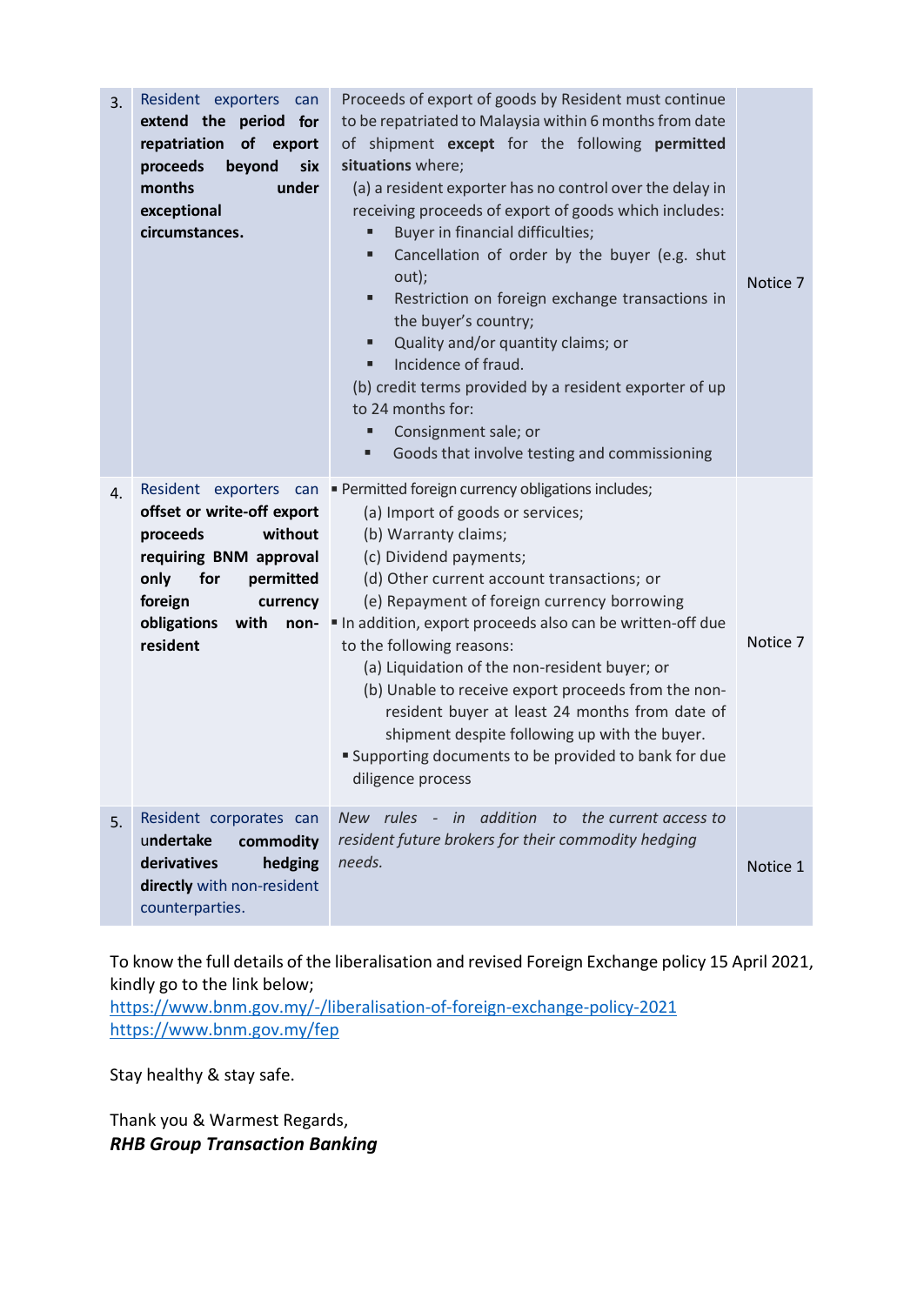| | | | |
|---|---|---|---|
| 3. | Resident exporters can **extend the period for repatriation of export proceeds beyond six months under exceptional circumstances.** | Proceeds of export of goods by Resident must continue to be repatriated to Malaysia within 6 months from date of shipment **except** for the following **permitted situations** where;<br>(a) a resident exporter has no control over the delay in receiving proceeds of export of goods which includes:<br>▪ Buyer in financial difficulties;<br>▪ Cancellation of order by the buyer (e.g. shut out);<br>▪ Restriction on foreign exchange transactions in the buyer's country;<br>▪ Quality and/or quantity claims; or<br>▪ Incidence of fraud.<br>(b) credit terms provided by a resident exporter of up to 24 months for:<br>▪ Consignment sale; or<br>▪ Goods that involve testing and commissioning | Notice 7 |
| 4. | Resident exporters can **offset or write-off export proceeds without requiring BNM approval only for permitted foreign currency obligations with non-resident** | ▪ Permitted foreign currency obligations includes;<br>(a) Import of goods or services;<br>(b) Warranty claims;<br>(c) Dividend payments;<br>(d) Other current account transactions; or<br>(e) Repayment of foreign currency borrowing<br>▪ In addition, export proceeds also can be written-off due to the following reasons:<br>(a) Liquidation of the non-resident buyer; or<br>(b) Unable to receive export proceeds from the non-resident buyer at least 24 months from date of shipment despite following up with the buyer.<br>▪ Supporting documents to be provided to bank for due diligence process | Notice 7 |
| 5. | Resident corporates can **undertake commodity derivatives hedging directly** with non-resident counterparties. | *New rules - in addition to the current access to resident future brokers for their commodity hedging needs.* | Notice 1 |

To know the full details of the liberalisation and revised Foreign Exchange policy 15 April 2021, kindly go to the link below;
https://www.bnm.gov.my/-/liberalisation-of-foreign-exchange-policy-2021
https://www.bnm.gov.my/fep

Stay healthy & stay safe.

Thank you & Warmest Regards,
***RHB Group Transaction Banking***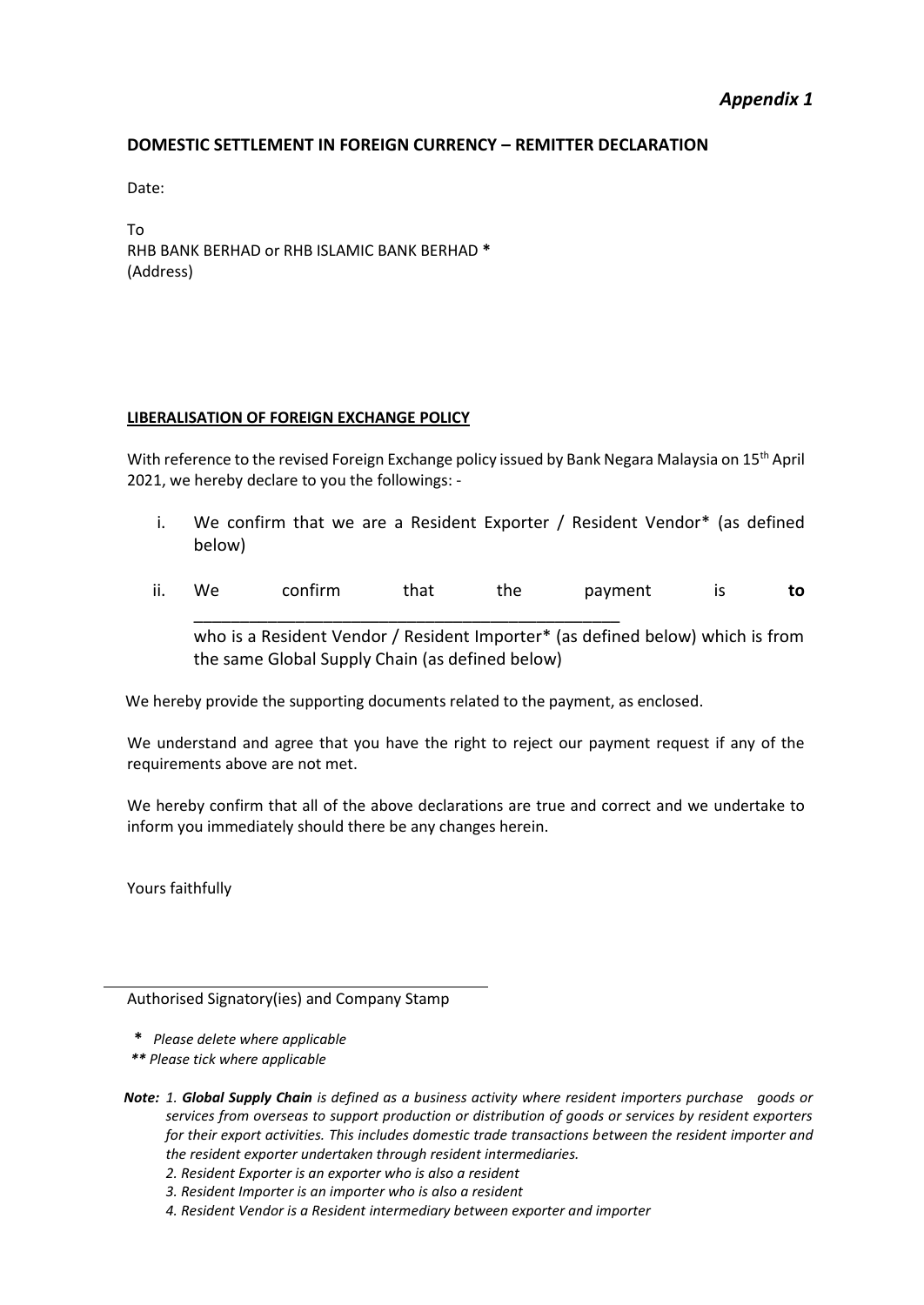*Appendix 1*

**DOMESTIC SETTLEMENT IN FOREIGN CURRENCY – REMITTER DECLARATION**

Date:

To
RHB BANK BERHAD or RHB ISLAMIC BANK BERHAD **\***
(Address)

**LIBERALISATION OF FOREIGN EXCHANGE POLICY**

With reference to the revised Foreign Exchange policy issued by Bank Negara Malaysia on 15th April 2021, we hereby declare to you the followings: -

i. We confirm that we are a Resident Exporter / Resident Vendor* (as defined below)

ii. We confirm that the payment is **to** ________________________________________________ who is a Resident Vendor / Resident Importer* (as defined below) which is from the same Global Supply Chain (as defined below)

We hereby provide the supporting documents related to the payment, as enclosed.

We understand and agree that you have the right to reject our payment request if any of the requirements above are not met.

We hereby confirm that all of the above declarations are true and correct and we undertake to inform you immediately should there be any changes herein.

Yours faithfully

_____________________________________________
Authorised Signatory(ies) and Company Stamp

**\*** *Please delete where applicable*
*\*\* Please tick where applicable*

***Note:*** *1. **Global Supply Chain** is defined as a business activity where resident importers purchase goods or services from overseas to support production or distribution of goods or services by resident exporters for their export activities. This includes domestic trade transactions between the resident importer and the resident exporter undertaken through resident intermediaries.*
*2. Resident Exporter is an exporter who is also a resident*
*3. Resident Importer is an importer who is also a resident*
*4. Resident Vendor is a Resident intermediary between exporter and importer*